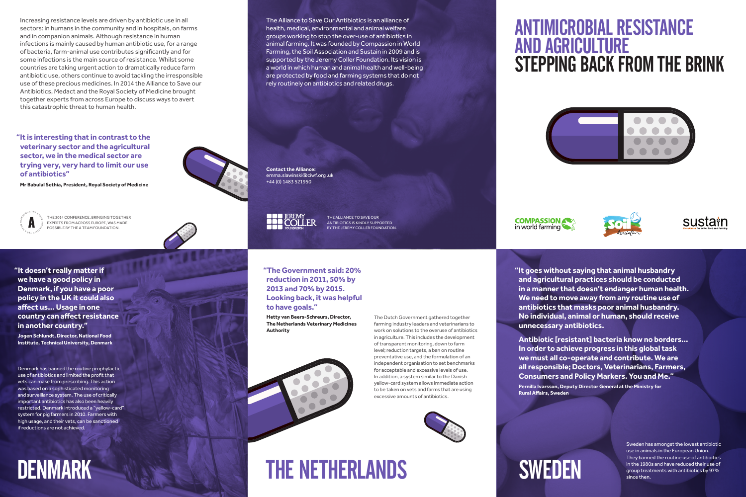# ANTIMICROBIAL RESISTANCE AND AGRICULTURE

## STEPPING BACK FROM THE BRINK

COMPASSION in world farming

Soil Association

sustain the alliance for better food and farming

Increasing resistance levels are driven by antibiotic use in all sectors: in humans in the community and in hospitals, on farms and in companion animals. Although resistance in human infections is mainly caused by human antibiotic use, for a range of bacteria, farm-animal use contributes significantly and for some infections is the main source of resistance. Whilst some countries are taking urgent action to dramatically reduce farm antibiotic use, others continue to avoid tackling the irresponsible use of these precious medicines. In 2014 the Alliance to Save our Antibiotics, Medact and the Royal Society of Medicine brought together experts from across Europe to discuss ways to avert this catastrophic threat to human health.

**"It is interesting that in contrast to the veterinary sector and the agricultural sector, we in the medical sector are trying very, very hard to limit our use of antibiotics"**

**Mr Babulal Sethia, President, Royal Society of Medicine**

THE 2014 CONFERENCE, BRINGING TOGETHER EXPERTS FROM ACROSS EUROPE, WAS MADE POSSIBLE BY THE A TEAM FOUNDATION.

The Alliance to Save Our Antibiotics is an alliance of health, medical, environmental and animal welfare groups working to stop the over-use of antibiotics in animal farming. It was founded by Compassion in World Farming, the Soil Association and Sustain in 2009 and is supported by the Jeremy Coller Foundation. Its vision is a world in which human and animal health and well-being are protected by food and farming systems that do not rely routinely on antibiotics and related drugs.

**Contact the Alliance:**
emma.slawinski@ciwf.org.uk
+44 (0) 1483 521950

JEREMY COLLER FOUNDATION

THE ALLIANCE TO SAVE OUR ANTIBIOTICS IS KINDLY SUPPORTED BY THE JEREMY COLLER FOUNDATION.

# DENMARK

**"It doesn't really matter if we have a good policy in Denmark, if you have a poor policy in the UK it could also affect us... Usage in one country can affect resistance in another country."**

**Jogen Schlundt, Director, National Food Institute, Technical University, Denmark**

Denmark has banned the routine prophylactic use of antibiotics and limited the profit that vets can make from prescribing. This action was based on a sophisticated monitoring and surveillance system. The use of critically important antibiotics has also been heavily restricted. Denmark introduced a "yellow-card" system for pig farmers in 2010. Farmers with high usage, and their vets, can be sanctioned if reductions are not achieved.

# THE NETHERLANDS

**"The Government said: 20% reduction in 2011, 50% by 2013 and 70% by 2015. Looking back, it was helpful to have goals."**

**Hetty van Beers-Schreurs, Director, The Netherlands Veterinary Medicines Authority**

The Dutch Government gathered together farming industry leaders and veterinarians to work on solutions to the overuse of antibiotics in agriculture. This includes the development of transparent monitoring, down to farm level; reduction targets, a ban on routine preventative use, and the formulation of an independent organisation to set benchmarks for acceptable and excessive levels of use. In addition, a system similar to the Danish yellow-card system allows immediate action to be taken on vets and farms that are using excessive amounts of antibiotics.

# SWEDEN

**"It goes without saying that animal husbandry and agricultural practices should be conducted in a manner that doesn't endanger human health. We need to move away from any routine use of antibiotics that masks poor animal husbandry. No individual, animal or human, should receive unnecessary antibiotics.**

**Antibiotic [resistant] bacteria know no borders... In order to achieve progress in this global task we must all co-operate and contribute. We are all responsible; Doctors, Veterinarians, Farmers, Consumers and Policy Markers. You and Me."**

**Pernilla Ivarsson, Deputy Director General at the Ministry for Rural Affairs, Sweden**

Sweden has amongst the lowest antibiotic use in animals in the European Union. They banned the routine use of antibiotics in the 1980s and have reduced their use of group treatments with antibiotics by 97% since then.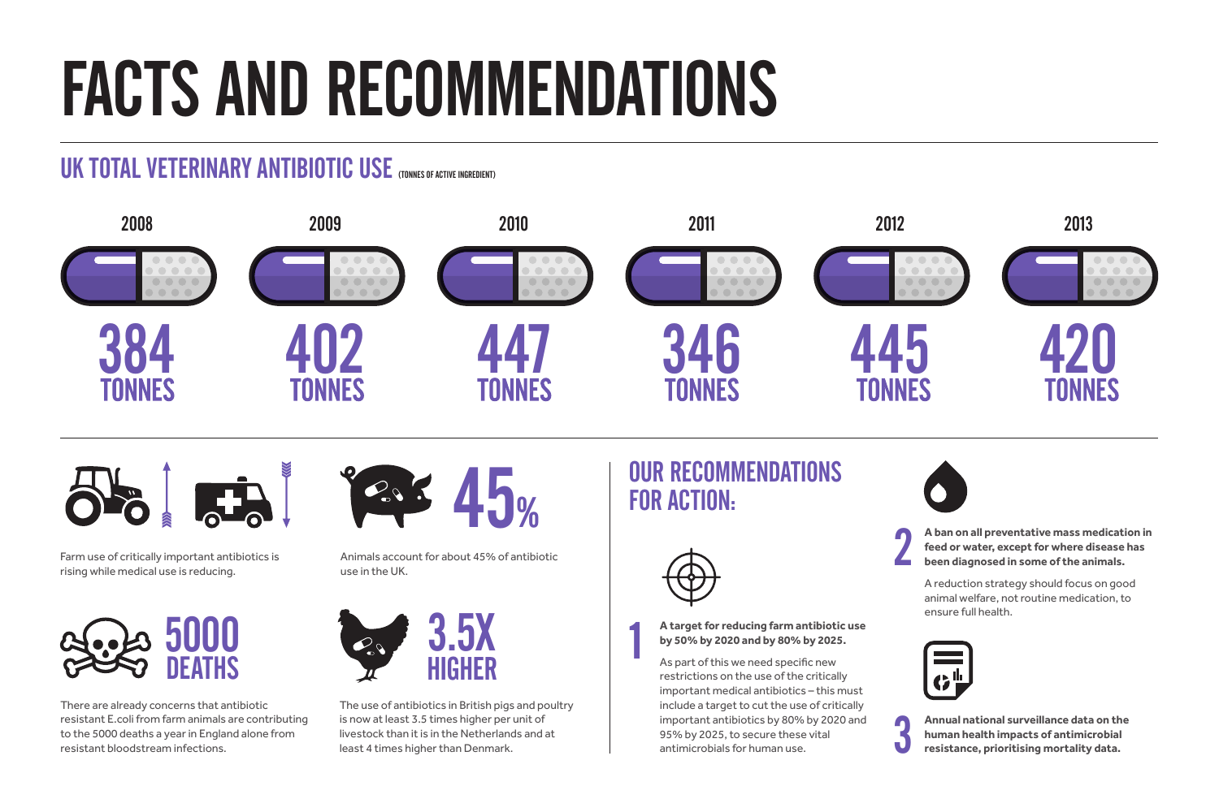# FACTS AND RECOMMENDATIONS

## UK TOTAL VETERINARY ANTIBIOTIC USE (TONNES OF ACTIVE INGREDIENT)

2008
384 TONNES

2009
402 TONNES

2010
447 TONNES

2011
346 TONNES

2012
445 TONNES

2013
420 TONNES

Farm use of critically important antibiotics is rising while medical use is reducing.

45%

Animals account for about 45% of antibiotic use in the UK.

5000 DEATHS

There are already concerns that antibiotic resistant E.coli from farm animals are contributing to the 5000 deaths a year in England alone from resistant bloodstream infections.

3.5X HIGHER

The use of antibiotics in British pigs and poultry is now at least 3.5 times higher per unit of livestock than it is in the Netherlands and at least 4 times higher than Denmark.

## OUR RECOMMENDATIONS FOR ACTION:

1. **A target for reducing farm antibiotic use by 50% by 2020 and by 80% by 2025.**

   As part of this we need specific new restrictions on the use of the critically important medical antibiotics – this must include a target to cut the use of critically important antibiotics by 80% by 2020 and 95% by 2025, to secure these vital antimicrobials for human use.

2. **A ban on all preventative mass medication in feed or water, except for where disease has been diagnosed in some of the animals.**

   A reduction strategy should focus on good animal welfare, not routine medication, to ensure full health.

3. **Annual national surveillance data on the human health impacts of antimicrobial resistance, prioritising mortality data.**